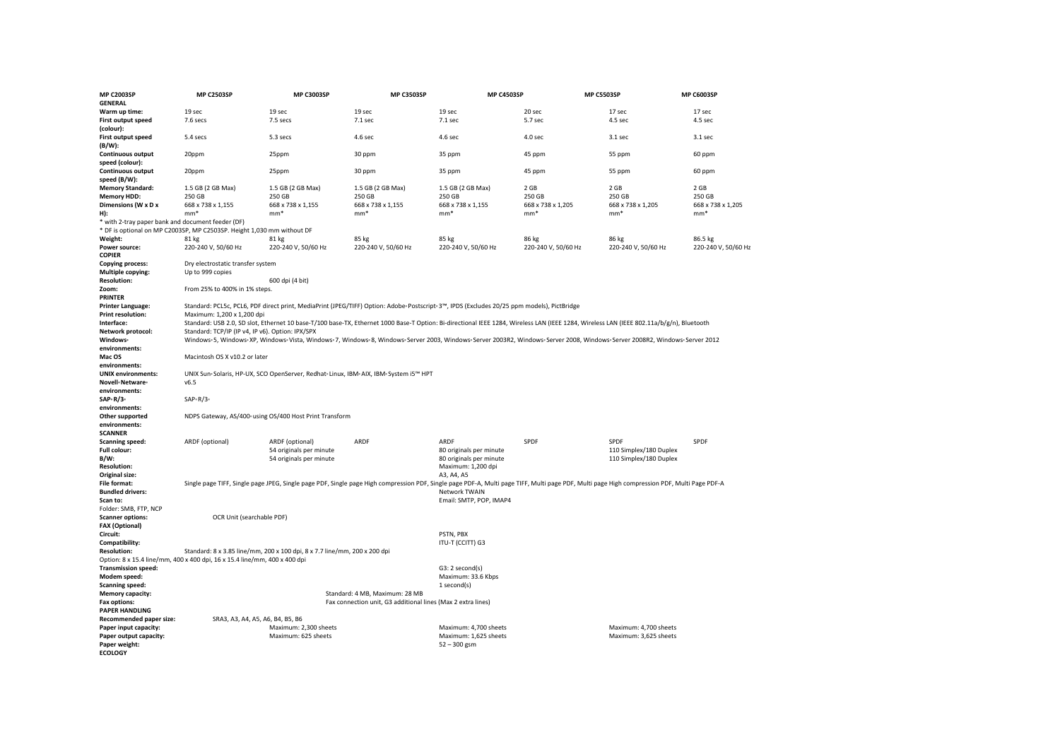| | MP C2003SP | MP C2503SP | MP C3003SP | MP C3503SP | MP C4503SP | MP C5503SP | MP C6003SP |
|---|---|---|---|---|---|---|---|
| **GENERAL** | | | | | | | |
| **Warm up time:** | 19 sec | 19 sec | 19 sec | 19 sec | 20 sec | 17 sec | 17 sec |
| **First output speed (colour):** | 7.6 secs | 7.5 secs | 7.1 sec | 7.1 sec | 5.7 sec | 4.5 sec | 4.5 sec |
| **First output speed (B/W):** | 5.4 secs | 5.3 secs | 4.6 sec | 4.6 sec | 4.0 sec | 3.1 sec | 3.1 sec |
| **Continuous output speed (colour):** | 20ppm | 25ppm | 30 ppm | 35 ppm | 45 ppm | 55 ppm | 60 ppm |
| **Continuous output speed (B/W):** | 20ppm | 25ppm | 30 ppm | 35 ppm | 45 ppm | 55 ppm | 60 ppm |
| **Memory Standard:** | 1.5 GB (2 GB Max) | 1.5 GB (2 GB Max) | 1.5 GB (2 GB Max) | 1.5 GB (2 GB Max) | 2 GB | 2 GB | 2 GB |
| **Memory HDD:** | 250 GB | 250 GB | 250 GB | 250 GB | 250 GB | 250 GB | 250 GB |
| **Dimensions (W x D x H):** | 668 x 738 x 1,155 mm* | 668 x 738 x 1,155 mm* | 668 x 738 x 1,155 mm* | 668 x 738 x 1,155 mm* | 668 x 738 x 1,205 mm* | 668 x 738 x 1,205 mm* | 668 x 738 x 1,205 mm* |
| * with 2-tray paper bank and document feeder (DF) | | | | | | | |
| * DF is optional on MP C2003SP, MP C2503SP. Height 1,030 mm without DF | | | | | | | |
| **Weight:** | 81 kg | 81 kg | 85 kg | 85 kg | 86 kg | 86 kg | 86.5 kg |
| **Power source:** | 220-240 V, 50/60 Hz | 220-240 V, 50/60 Hz | 220-240 V, 50/60 Hz | 220-240 V, 50/60 Hz | 220-240 V, 50/60 Hz | 220-240 V, 50/60 Hz | 220-240 V, 50/60 Hz |
| **COPIER** | | | | | | | |
| **Copying process:** | Dry electrostatic transfer system | | | | | | |
| **Multiple copying:** | Up to 999 copies | | | | | | |
| **Resolution:** | | 600 dpi (4 bit) | | | | | |
| **Zoom:** | From 25% to 400% in 1% steps. | | | | | | |
| **PRINTER** | | | | | | | |
| **Printer Language:** | Standard: PCL5c, PCL6, PDF direct print, MediaPrint (JPEG/TIFF) Option: Adobe® PostScript® 3™, IPDS (Excludes 20/25 ppm models), PictBridge | | | | | | |
| **Print resolution:** | Maximum: 1,200 x 1,200 dpi | | | | | | |
| **Interface:** | Standard: USB 2.0, SD slot, Ethernet 10 base-T/100 base-TX, Ethernet 1000 Base-T Option: Bi-directional IEEE 1284, Wireless LAN (IEEE 1284, Wireless LAN (IEEE 802.11a/b/g/n), Bluetooth | | | | | | |
| **Network protocol:** | Standard: TCP/IP (IP v4, IP v6). Option: IPX/SPX | | | | | | |
| **Windows® environments:** | Windows® 5, Windows® XP, Windows® Vista, Windows® 7, Windows® 8, Windows® Server 2003, Windows® Server 2003R2, Windows® Server 2008, Windows® Server 2008R2, Windows® Server 2012 | | | | | | |
| **Mac OS environments:** | Macintosh OS X v10.2 or later | | | | | | |
| **UNIX environments:** | UNIX Sun® Solaris, HP-UX, SCO OpenServer, Redhat® Linux, IBM® AIX, IBM® System i5™ HPT | | | | | | |
| **Novell® Netware® environments:** | v6.5 | | | | | | |
| **SAP® R/3® environments:** | SAP® R/3® | | | | | | |
| **Other supported environments:** | NDPS Gateway, AS/400® using OS/400 Host Print Transform | | | | | | |
| **SCANNER** | | | | | | | |
| **Scanning speed:** | ARDF (optional) | ARDF (optional) | ARDF | ARDF | SPDF | SPDF | SPDF |
| **Full colour:** | | 54 originals per minute | | 80 originals per minute | | 110 Simplex/180 Duplex | |
| **B/W:** | | 54 originals per minute | | 80 originals per minute | | 110 Simplex/180 Duplex | |
| **Resolution:** | | | | Maximum: 1,200 dpi | | | |
| **Original size:** | | | | A3, A4, A5 | | | |
| **File format:** | Single page TIFF, Single page JPEG, Single page PDF, Single page High compression PDF, Single page PDF-A, Multi page TIFF, Multi page PDF, Multi page High compression PDF, Multi Page PDF-A | | | | | | |
| **Bundled drivers:** | | | | Network TWAIN | | | |
| **Scan to:** | | | | Email: SMTP, POP, IMAP4 | | | |
| Folder: SMB, FTP, NCP | | | | | | | |
| **Scanner options:** | OCR Unit (searchable PDF) | | | | | | |
| **FAX (Optional)** | | | | | | | |
| **Circuit:** | | | | PSTN, PBX | | | |
| **Compatibility:** | | | | ITU-T (CCITT) G3 | | | |
| **Resolution:** | Standard: 8 x 3.85 line/mm, 200 x 100 dpi, 8 x 7.7 line/mm, 200 x 200 dpi | | | | | | |
| Option: 8 x 15.4 line/mm, 400 x 400 dpi, 16 x 15.4 line/mm, 400 x 400 dpi | | | | | | | |
| **Transmission speed:** | | | | G3: 2 second(s) | | | |
| **Modem speed:** | | | | Maximum: 33.6 Kbps | | | |
| **Scanning speed:** | | | | 1 second(s) | | | |
| **Memory capacity:** | | | Standard: 4 MB, Maximum: 28 MB | | | | |
| **Fax options:** | | | Fax connection unit, G3 additional lines (Max 2 extra lines) | | | | |
| **PAPER HANDLING** | | | | | | | |
| **Recommended paper size:** | SRA3, A3, A4, A5, A6, B4, B5, B6 | | | | | | |
| **Paper input capacity:** | | Maximum: 2,300 sheets | | Maximum: 4,700 sheets | | Maximum: 4,700 sheets | |
| **Paper output capacity:** | | Maximum: 625 sheets | | Maximum: 1,625 sheets | | Maximum: 3,625 sheets | |
| **Paper weight:** | | | | 52 – 300 gsm | | | |
| **ECOLOGY** | | | | | | | |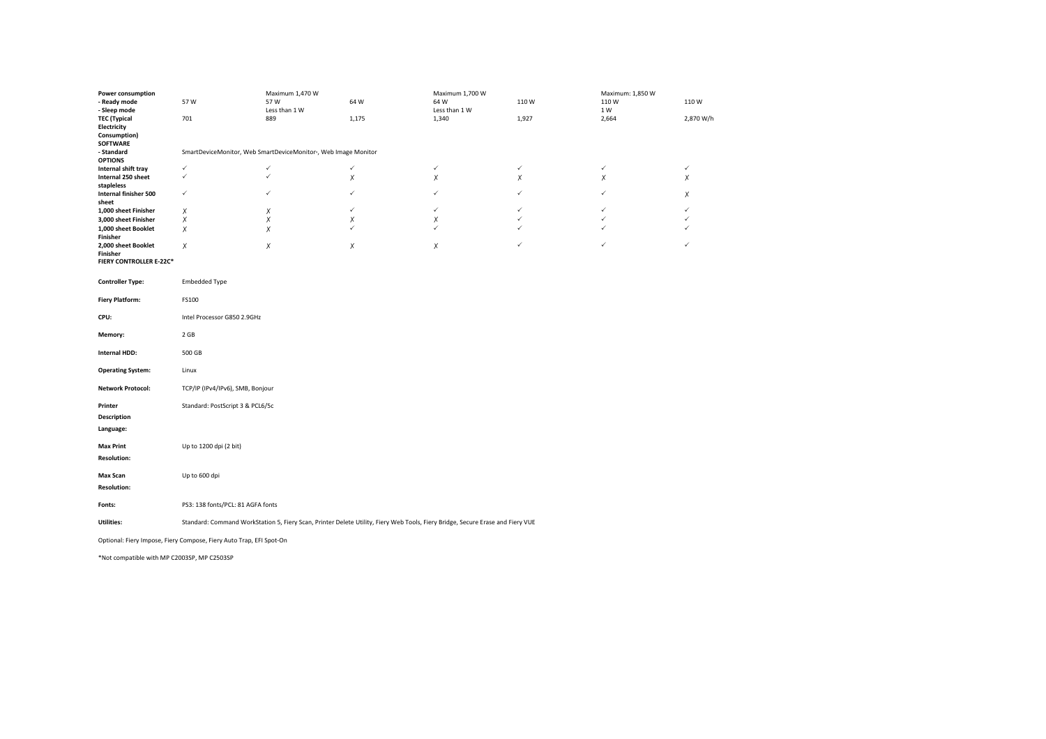| | | | | | | | |
|---|---|---|---|---|---|---|---|
| **Power consumption** | | Maximum 1,470 W | | Maximum 1,700 W | | Maximum: 1,850 W | |
| **- Ready mode** | 57 W | 57 W | 64 W | 64 W | 110 W | 110 W | 110 W |
| **- Sleep mode** | | Less than 1 W | | Less than 1 W | | 1 W | |
| **TEC (Typical Electricity Consumption)** | 701 | 889 | 1,175 | 1,340 | 1,927 | 2,664 | 2,870 W/h |
| **SOFTWARE** | | | | | | | |
| **- Standard** | SmartDeviceMonitor, Web SmartDeviceMonitor-, Web Image Monitor | | | | | | |
| **OPTIONS** | | | | | | | |
| **Internal shift tray** | ✓ | ✓ | ✓ | ✓ | ✓ | ✓ | ✓ |
| **Internal 250 sheet stapleless** | ✓ | ✓ | X | X | X | X | X |
| **Internal finisher 500 sheet** | ✓ | ✓ | ✓ | ✓ | ✓ | ✓ | X |
| **1,000 sheet Finisher** | X | X | ✓ | ✓ | ✓ | ✓ | ✓ |
| **3,000 sheet Finisher** | X | X | X | X | ✓ | ✓ | ✓ |
| **1,000 sheet Booklet Finisher** | X | X | ✓ | ✓ | ✓ | ✓ | ✓ |
| **2,000 sheet Booklet Finisher** | X | X | X | X | ✓ | ✓ | ✓ |

**FIERY CONTROLLER E-22C***

| | |
|---|---|
| **Controller Type:** | Embedded Type |
| **Fiery Platform:** | FS100 |
| **CPU:** | Intel Processor G850 2.9GHz |
| **Memory:** | 2 GB |
| **Internal HDD:** | 500 GB |
| **Operating System:** | Linux |
| **Network Protocol:** | TCP/IP (IPv4/IPv6), SMB, Bonjour |
| **Printer Description Language:** | Standard: PostScript 3 & PCL6/5c |
| **Max Print Resolution:** | Up to 1200 dpi (2 bit) |
| **Max Scan Resolution:** | Up to 600 dpi |
| **Fonts:** | PS3: 138 fonts/PCL: 81 AGFA fonts |
| **Utilities:** | Standard: Command WorkStation 5, Fiery Scan, Printer Delete Utility, Fiery Web Tools, Fiery Bridge, Secure Erase and Fiery VUE |

Optional: Fiery Impose, Fiery Compose, Fiery Auto Trap, EFI Spot-On

*Not compatible with MP C2003SP, MP C2503SP